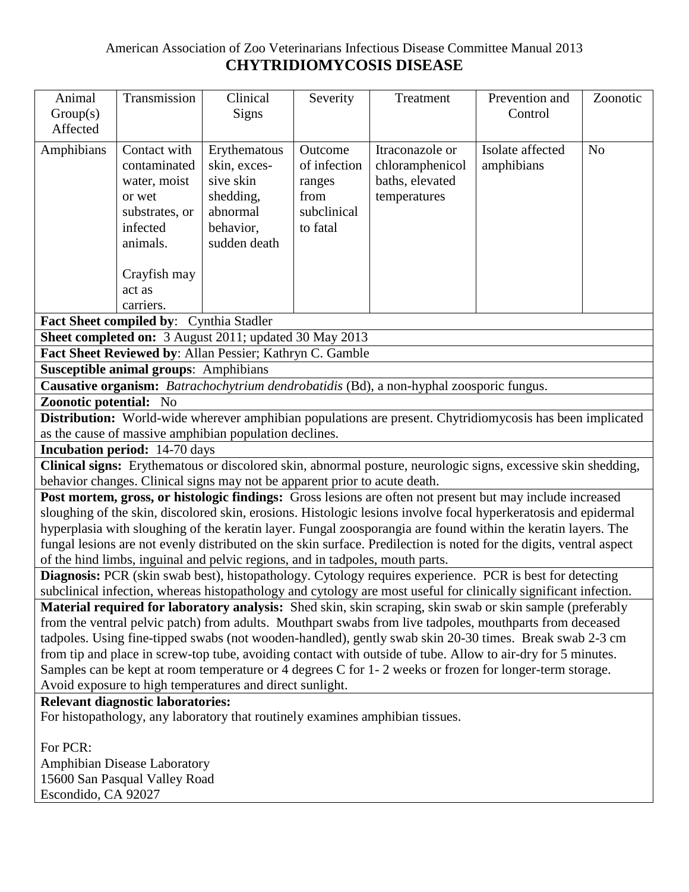American Association of Zoo Veterinarians Infectious Disease Committee Manual 2013

# CHYTRIDIOMYCOSIS DISEASE

| Animal Group(s) Affected | Transmission | Clinical Signs | Severity | Treatment | Prevention and Control | Zoonotic |
|---|---|---|---|---|---|---|
| Amphibians | Contact with contaminated water, moist or wet substrates, or infected animals.<br><br>Crayfish may act as carriers. | Erythematous skin, excessive skin shedding, abnormal behavior, sudden death | Outcome of infection ranges from subclinical to fatal | Itraconazole or chloramphenicol baths, elevated temperatures | Isolate affected amphibians | No |

**Fact Sheet compiled by**: Cynthia Stadler

**Sheet completed on:** 3 August 2011; updated 30 May 2013

**Fact Sheet Reviewed by**: Allan Pessier; Kathryn C. Gamble

**Susceptible animal groups**: Amphibians

**Causative organism:** *Batrachochytrium dendrobatidis* (Bd), a non-hyphal zoosporic fungus.

**Zoonotic potential:** No

**Distribution:** World-wide wherever amphibian populations are present. Chytridiomycosis has been implicated as the cause of massive amphibian population declines.

**Incubation period:** 14-70 days

**Clinical signs:** Erythematous or discolored skin, abnormal posture, neurologic signs, excessive skin shedding, behavior changes. Clinical signs may not be apparent prior to acute death.

**Post mortem, gross, or histologic findings:** Gross lesions are often not present but may include increased sloughing of the skin, discolored skin, erosions. Histologic lesions involve focal hyperkeratosis and epidermal hyperplasia with sloughing of the keratin layer. Fungal zoosporangia are found within the keratin layers. The fungal lesions are not evenly distributed on the skin surface. Predilection is noted for the digits, ventral aspect of the hind limbs, inguinal and pelvic regions, and in tadpoles, mouth parts.

**Diagnosis:** PCR (skin swab best), histopathology. Cytology requires experience. PCR is best for detecting subclinical infection, whereas histopathology and cytology are most useful for clinically significant infection.

**Material required for laboratory analysis:** Shed skin, skin scraping, skin swab or skin sample (preferably from the ventral pelvic patch) from adults. Mouthpart swabs from live tadpoles, mouthparts from deceased tadpoles. Using fine-tipped swabs (not wooden-handled), gently swab skin 20-30 times. Break swab 2-3 cm from tip and place in screw-top tube, avoiding contact with outside of tube. Allow to air-dry for 5 minutes. Samples can be kept at room temperature or 4 degrees C for 1- 2 weeks or frozen for longer-term storage. Avoid exposure to high temperatures and direct sunlight.

**Relevant diagnostic laboratories:**

For histopathology, any laboratory that routinely examines amphibian tissues.

For PCR:
Amphibian Disease Laboratory
15600 San Pasqual Valley Road
Escondido, CA 92027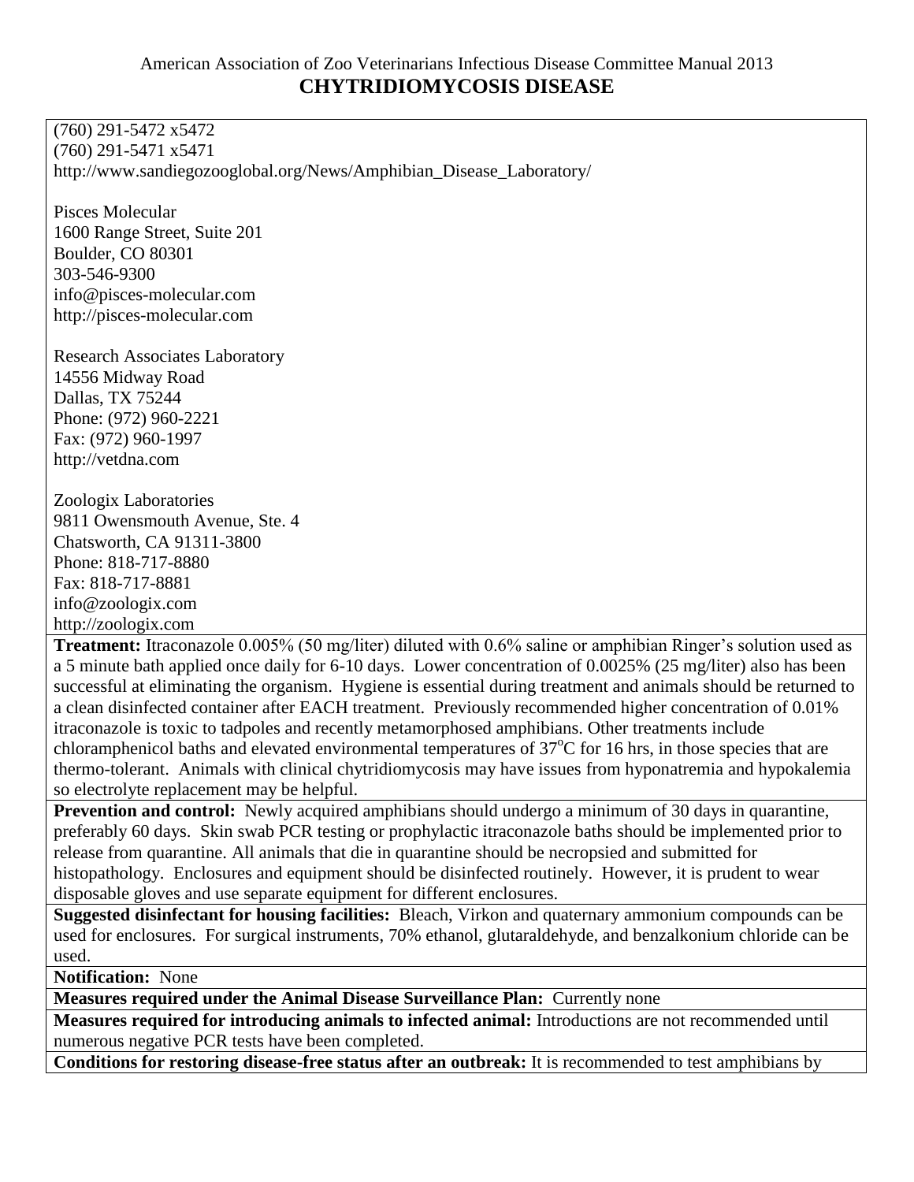(760) 291-5472 x5472
(760) 291-5471 x5471
http://www.sandiegozooglobal.org/News/Amphibian_Disease_Laboratory/

Pisces Molecular
1600 Range Street, Suite 201
Boulder, CO 80301
303-546-9300
info@pisces-molecular.com
http://pisces-molecular.com

Research Associates Laboratory
14556 Midway Road
Dallas, TX 75244
Phone: (972) 960-2221
Fax: (972) 960-1997
http://vetdna.com

Zoologix Laboratories
9811 Owensmouth Avenue, Ste. 4
Chatsworth, CA 91311-3800
Phone: 818-717-8880
Fax: 818-717-8881
info@zoologix.com
http://zoologix.com

**Treatment:** Itraconazole 0.005% (50 mg/liter) diluted with 0.6% saline or amphibian Ringer's solution used as a 5 minute bath applied once daily for 6-10 days. Lower concentration of 0.0025% (25 mg/liter) also has been successful at eliminating the organism. Hygiene is essential during treatment and animals should be returned to a clean disinfected container after EACH treatment. Previously recommended higher concentration of 0.01% itraconazole is toxic to tadpoles and recently metamorphosed amphibians. Other treatments include chloramphenicol baths and elevated environmental temperatures of 37°C for 16 hrs, in those species that are thermo-tolerant. Animals with clinical chytridiomycosis may have issues from hyponatremia and hypokalemia so electrolyte replacement may be helpful.

**Prevention and control:** Newly acquired amphibians should undergo a minimum of 30 days in quarantine, preferably 60 days. Skin swab PCR testing or prophylactic itraconazole baths should be implemented prior to release from quarantine. All animals that die in quarantine should be necropsied and submitted for histopathology. Enclosures and equipment should be disinfected routinely. However, it is prudent to wear disposable gloves and use separate equipment for different enclosures.

**Suggested disinfectant for housing facilities:** Bleach, Virkon and quaternary ammonium compounds can be used for enclosures. For surgical instruments, 70% ethanol, glutaraldehyde, and benzalkonium chloride can be used.

**Notification:** None

**Measures required under the Animal Disease Surveillance Plan:** Currently none

**Measures required for introducing animals to infected animal:** Introductions are not recommended until numerous negative PCR tests have been completed.

**Conditions for restoring disease-free status after an outbreak:** It is recommended to test amphibians by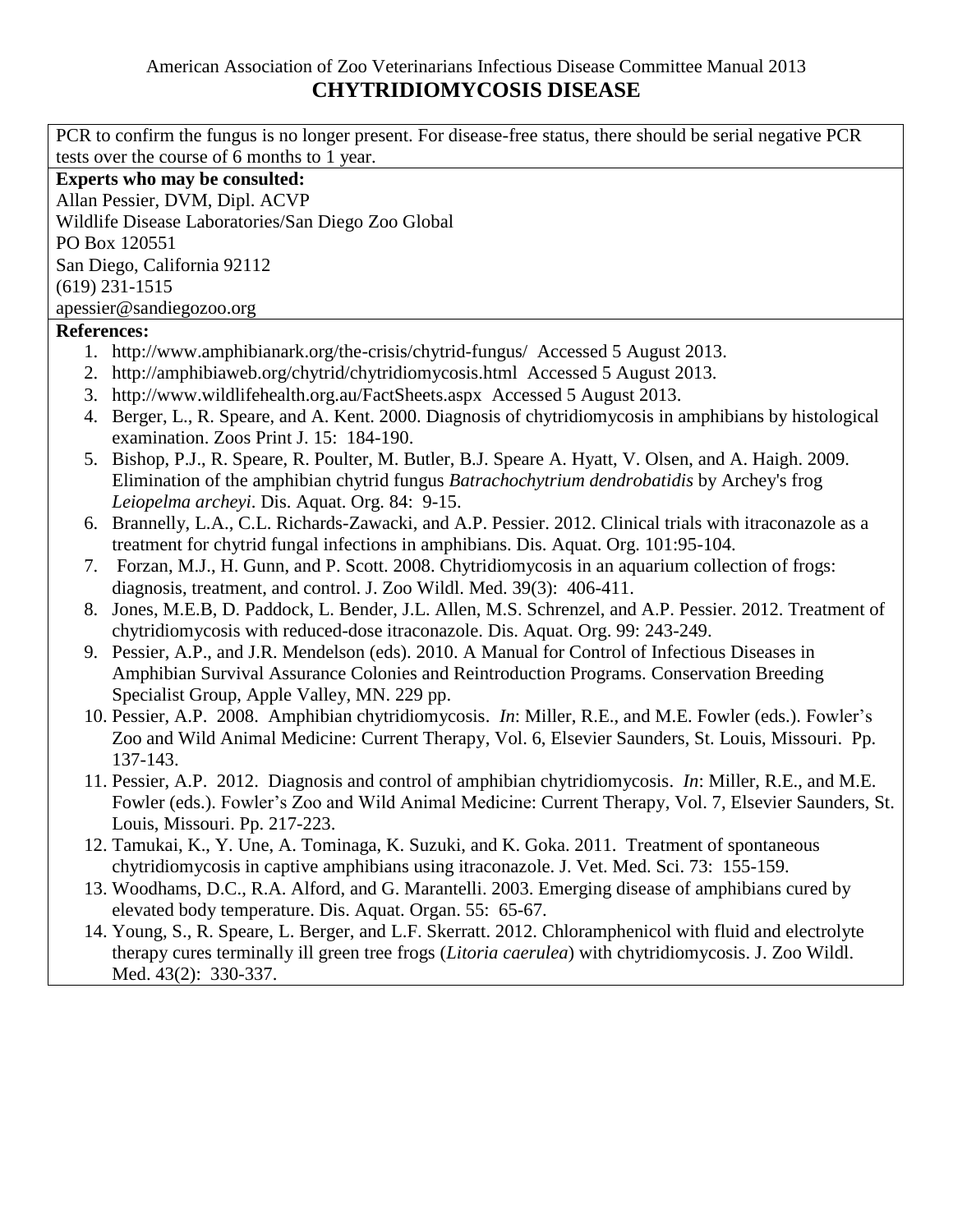PCR to confirm the fungus is no longer present. For disease-free status, there should be serial negative PCR tests over the course of 6 months to 1 year.

**Experts who may be consulted:**

Allan Pessier, DVM, Dipl. ACVP
Wildlife Disease Laboratories/San Diego Zoo Global
PO Box 120551
San Diego, California 92112
(619) 231-1515
apessier@sandiegozoo.org

**References:**

1. http://www.amphibianark.org/the-crisis/chytrid-fungus/ Accessed 5 August 2013.
2. http://amphibiaweb.org/chytrid/chytridiomycosis.html Accessed 5 August 2013.
3. http://www.wildlifehealth.org.au/FactSheets.aspx Accessed 5 August 2013.
4. Berger, L., R. Speare, and A. Kent. 2000. Diagnosis of chytridiomycosis in amphibians by histological examination. Zoos Print J. 15: 184-190.
5. Bishop, P.J., R. Speare, R. Poulter, M. Butler, B.J. Speare A. Hyatt, V. Olsen, and A. Haigh. 2009. Elimination of the amphibian chytrid fungus *Batrachochytrium dendrobatidis* by Archey's frog *Leiopelma archeyi*. Dis. Aquat. Org. 84: 9-15.
6. Brannelly, L.A., C.L. Richards-Zawacki, and A.P. Pessier. 2012. Clinical trials with itraconazole as a treatment for chytrid fungal infections in amphibians. Dis. Aquat. Org. 101:95-104.
7. Forzan, M.J., H. Gunn, and P. Scott. 2008. Chytridiomycosis in an aquarium collection of frogs: diagnosis, treatment, and control. J. Zoo Wildl. Med. 39(3): 406-411.
8. Jones, M.E.B, D. Paddock, L. Bender, J.L. Allen, M.S. Schrenzel, and A.P. Pessier. 2012. Treatment of chytridiomycosis with reduced-dose itraconazole. Dis. Aquat. Org. 99: 243-249.
9. Pessier, A.P., and J.R. Mendelson (eds). 2010. A Manual for Control of Infectious Diseases in Amphibian Survival Assurance Colonies and Reintroduction Programs. Conservation Breeding Specialist Group, Apple Valley, MN. 229 pp.
10. Pessier, A.P. 2008. Amphibian chytridiomycosis. *In*: Miller, R.E., and M.E. Fowler (eds.). Fowler's Zoo and Wild Animal Medicine: Current Therapy, Vol. 6, Elsevier Saunders, St. Louis, Missouri. Pp. 137-143.
11. Pessier, A.P. 2012. Diagnosis and control of amphibian chytridiomycosis. *In*: Miller, R.E., and M.E. Fowler (eds.). Fowler's Zoo and Wild Animal Medicine: Current Therapy, Vol. 7, Elsevier Saunders, St. Louis, Missouri. Pp. 217-223.
12. Tamukai, K., Y. Une, A. Tominaga, K. Suzuki, and K. Goka. 2011. Treatment of spontaneous chytridiomycosis in captive amphibians using itraconazole. J. Vet. Med. Sci. 73: 155-159.
13. Woodhams, D.C., R.A. Alford, and G. Marantelli. 2003. Emerging disease of amphibians cured by elevated body temperature. Dis. Aquat. Organ. 55: 65-67.
14. Young, S., R. Speare, L. Berger, and L.F. Skerratt. 2012. Chloramphenicol with fluid and electrolyte therapy cures terminally ill green tree frogs (*Litoria caerulea*) with chytridiomycosis. J. Zoo Wildl. Med. 43(2): 330-337.